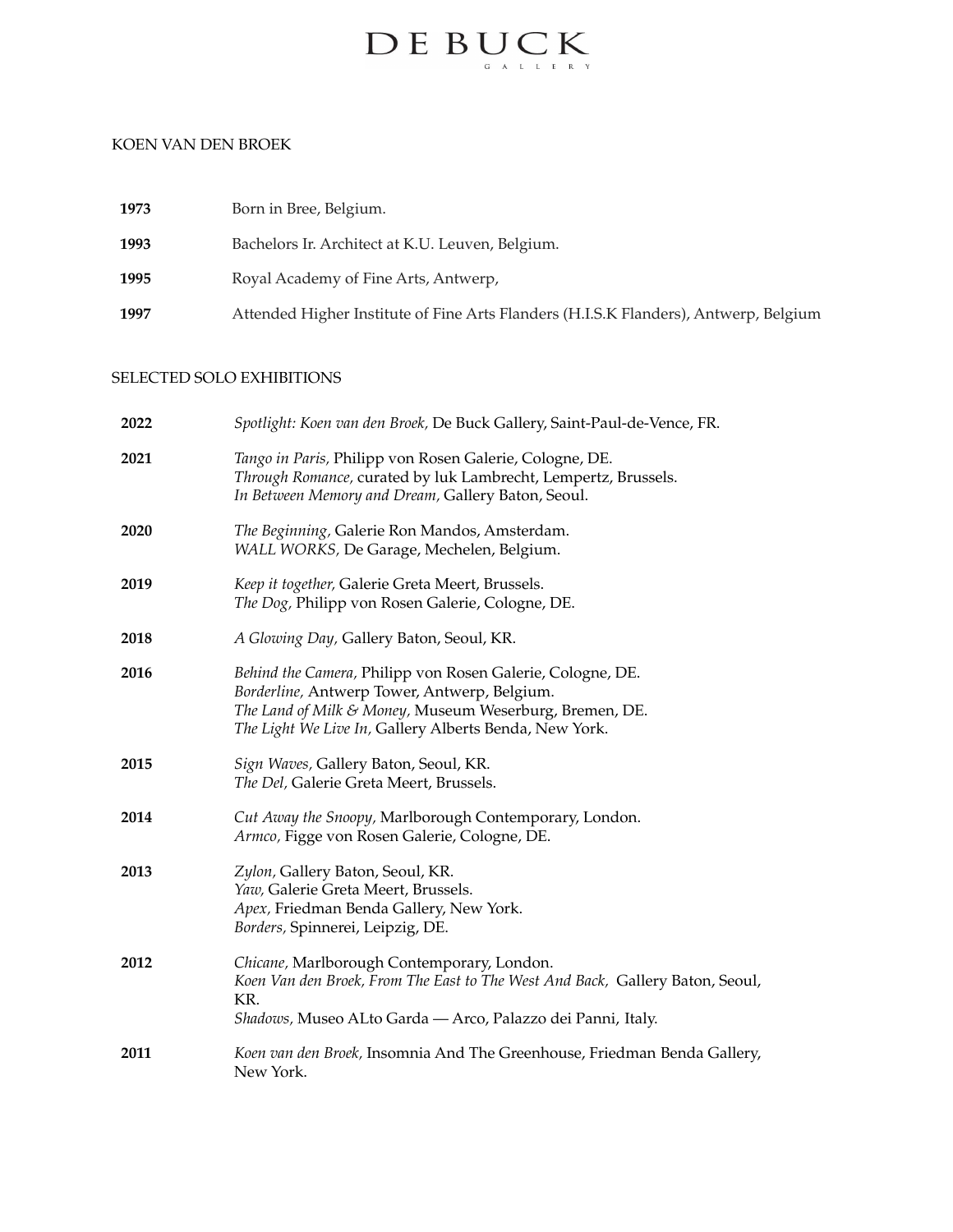# DE BUCK GALLERY

KOEN VAN DEN BROEK

**1973** Born in Bree, Belgium.

**1993** Bachelors Ir. Architect at K.U. Leuven, Belgium.

**1995** Royal Academy of Fine Arts, Antwerp,

**1997** Attended Higher Institute of Fine Arts Flanders (H.I.S.K Flanders), Antwerp, Belgium

## SELECTED SOLO EXHIBITIONS

**2022**
*Spotlight: Koen van den Broek,* De Buck Gallery, Saint-Paul-de-Vence, FR.

**2021**
*Tango in Paris,* Philipp von Rosen Galerie, Cologne, DE.
*Through Romance,* curated by luk Lambrecht, Lempertz, Brussels.
*In Between Memory and Dream,* Gallery Baton, Seoul.

**2020**
*The Beginning,* Galerie Ron Mandos, Amsterdam.
*WALL WORKS,* De Garage, Mechelen, Belgium.

**2019**
*Keep it together,* Galerie Greta Meert, Brussels.
*The Dog,* Philipp von Rosen Galerie, Cologne, DE.

**2018**
*A Glowing Day,* Gallery Baton, Seoul, KR.

**2016**
*Behind the Camera,* Philipp von Rosen Galerie, Cologne, DE.
*Borderline,* Antwerp Tower, Antwerp, Belgium.
*The Land of Milk & Money,* Museum Weserburg, Bremen, DE.
*The Light We Live In,* Gallery Alberts Benda, New York.

**2015**
*Sign Waves,* Gallery Baton, Seoul, KR.
*The Del,* Galerie Greta Meert, Brussels.

**2014**
*Cut Away the Snoopy,* Marlborough Contemporary, London.
*Armco,* Figge von Rosen Galerie, Cologne, DE.

**2013**
*Zylon,* Gallery Baton, Seoul, KR.
*Yaw,* Galerie Greta Meert, Brussels.
*Apex,* Friedman Benda Gallery, New York.
*Borders,* Spinnerei, Leipzig, DE.

**2012**
*Chicane,* Marlborough Contemporary, London.
*Koen Van den Broek, From The East to The West And Back,* Gallery Baton, Seoul, KR.
*Shadows,* Museo ALto Garda — Arco, Palazzo dei Panni, Italy.

**2011**
*Koen van den Broek,* Insomnia And The Greenhouse, Friedman Benda Gallery, New York.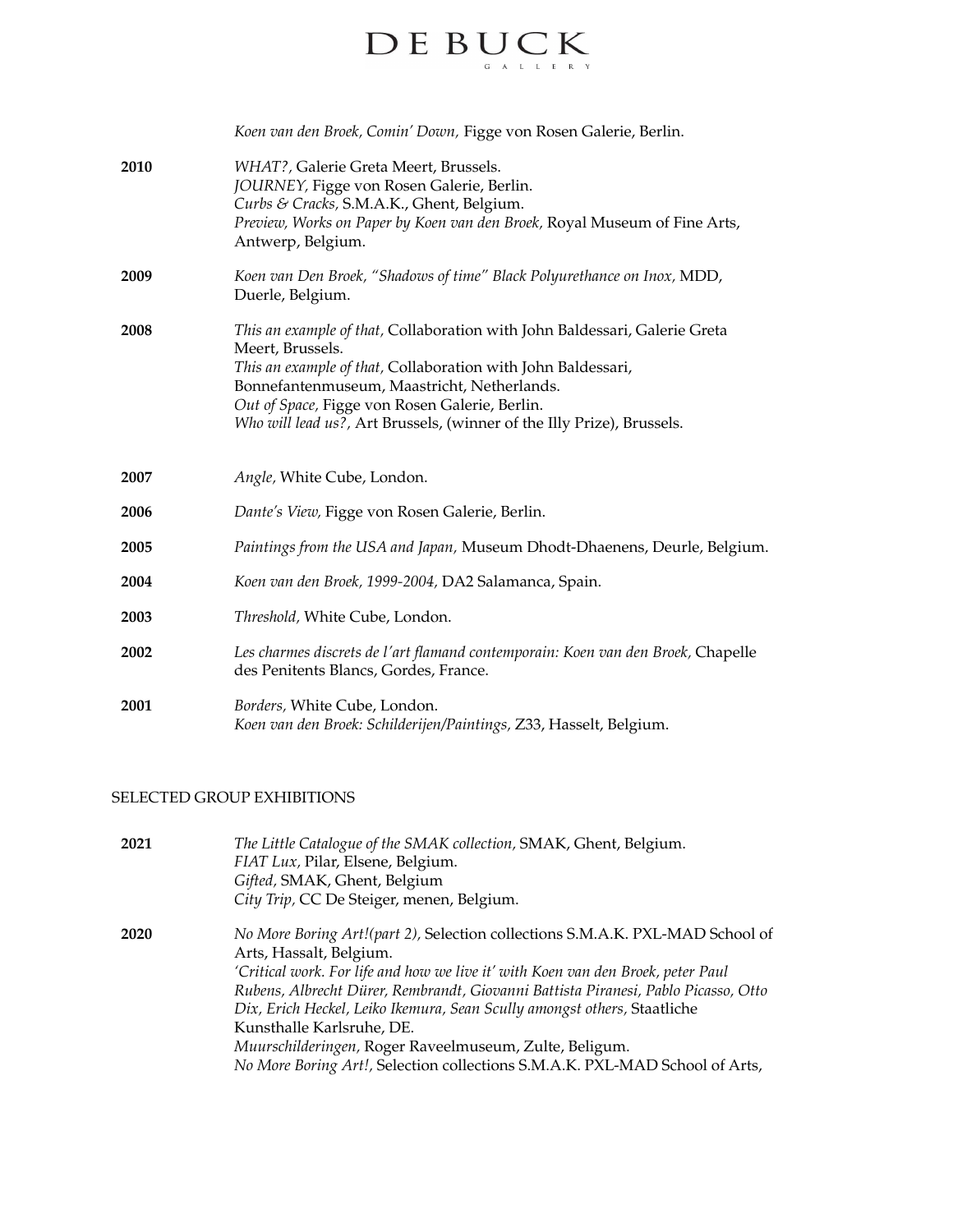*Koen van den Broek, Comin' Down,* Figge von Rosen Galerie, Berlin.

**2010**
*WHAT?,* Galerie Greta Meert, Brussels.
*JOURNEY,* Figge von Rosen Galerie, Berlin.
*Curbs & Cracks,* S.M.A.K., Ghent, Belgium.
*Preview, Works on Paper by Koen van den Broek,* Royal Museum of Fine Arts, Antwerp, Belgium.

**2009**
*Koen van Den Broek, "Shadows of time" Black Polyurethance on Inox,* MDD, Duerle, Belgium.

**2008**
*This an example of that,* Collaboration with John Baldessari, Galerie Greta Meert, Brussels.
*This an example of that,* Collaboration with John Baldessari, Bonnefantenmuseum, Maastricht, Netherlands.
*Out of Space,* Figge von Rosen Galerie, Berlin.
*Who will lead us?,* Art Brussels, (winner of the Illy Prize), Brussels.

**2007**
*Angle,* White Cube, London.

**2006**
*Dante's View,* Figge von Rosen Galerie, Berlin.

**2005**
*Paintings from the USA and Japan,* Museum Dhodt-Dhaenens, Deurle, Belgium.

**2004**
*Koen van den Broek, 1999-2004,* DA2 Salamanca, Spain.

**2003**
*Threshold,* White Cube, London.

**2002**
*Les charmes discrets de l'art flamand contemporain: Koen van den Broek,* Chapelle des Penitents Blancs, Gordes, France.

**2001**
*Borders,* White Cube, London.
*Koen van den Broek: Schilderijen/Paintings,* Z33, Hasselt, Belgium.

## SELECTED GROUP EXHIBITIONS

**2021**
*The Little Catalogue of the SMAK collection,* SMAK, Ghent, Belgium.
*FIAT Lux,* Pilar, Elsene, Belgium.
*Gifted,* SMAK, Ghent, Belgium
*City Trip,* CC De Steiger, menen, Belgium.

**2020**
*No More Boring Art!(part 2),* Selection collections S.M.A.K. PXL-MAD School of Arts, Hassalt, Belgium.
*'Critical work. For life and how we live it' with Koen van den Broek, peter Paul Rubens, Albrecht Dürer, Rembrandt, Giovanni Battista Piranesi, Pablo Picasso, Otto Dix, Erich Heckel, Leiko Ikemura, Sean Scully amongst others,* Staatliche Kunsthalle Karlsruhe, DE.
*Muurschilderingen,* Roger Raveelmuseum, Zulte, Beligum.
*No More Boring Art!,* Selection collections S.M.A.K. PXL-MAD School of Arts,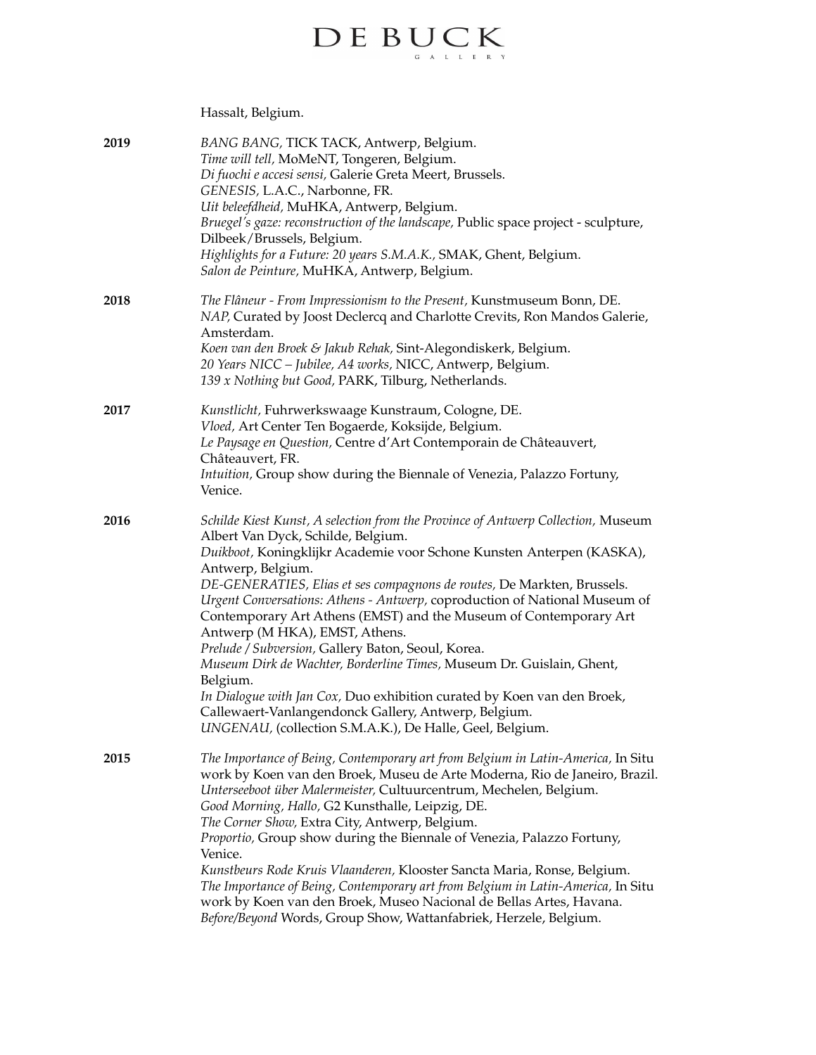Hassalt, Belgium.

**2019**

*BANG BANG,* TICK TACK, Antwerp, Belgium.
*Time will tell,* MoMeNT, Tongeren, Belgium.
*Di fuochi e accesi sensi,* Galerie Greta Meert, Brussels.
*GENESIS,* L.A.C., Narbonne, FR.
*Uit beleefdheid,* MuHKA, Antwerp, Belgium.
*Bruegel's gaze: reconstruction of the landscape,* Public space project - sculpture, Dilbeek/Brussels, Belgium.
*Highlights for a Future: 20 years S.M.A.K.,* SMAK, Ghent, Belgium.
*Salon de Peinture,* MuHKA, Antwerp, Belgium.

**2018**

*The Flâneur - From Impressionism to the Present,* Kunstmuseum Bonn, DE.
*NAP,* Curated by Joost Declercq and Charlotte Crevits, Ron Mandos Galerie, Amsterdam.
*Koen van den Broek & Jakub Rehak,* Sint-Alegondiskerk, Belgium.
*20 Years NICC – Jubilee, A4 works,* NICC, Antwerp, Belgium.
*139 x Nothing but Good,* PARK, Tilburg, Netherlands.

**2017**

*Kunstlicht,* Fuhrwerkswaage Kunstraum, Cologne, DE.
*Vloed,* Art Center Ten Bogaerde, Koksijde, Belgium.
*Le Paysage en Question,* Centre d'Art Contemporain de Châteauvert, Châteauvert, FR.
*Intuition,* Group show during the Biennale of Venezia, Palazzo Fortuny, Venice.

**2016**

*Schilde Kiest Kunst, A selection from the Province of Antwerp Collection,* Museum Albert Van Dyck, Schilde, Belgium.
*Duikboot,* Koningklijkr Academie voor Schone Kunsten Anterpen (KASKA), Antwerp, Belgium.
*DE-GENERATIES, Elias et ses compagnons de routes,* De Markten, Brussels.
*Urgent Conversations: Athens - Antwerp*, coproduction of National Museum of Contemporary Art Athens (EMST) and the Museum of Contemporary Art Antwerp (M HKA), EMST, Athens.
*Prelude / Subversion,* Gallery Baton, Seoul, Korea.
*Museum Dirk de Wachter, Borderline Times,* Museum Dr. Guislain, Ghent, Belgium.
*In Dialogue with Jan Cox,* Duo exhibition curated by Koen van den Broek, Callewaert-Vanlangendonck Gallery, Antwerp, Belgium.
*UNGENAU,* (collection S.M.A.K.), De Halle, Geel, Belgium.

**2015**

*The Importance of Being, Contemporary art from Belgium in Latin-America,* In Situ work by Koen van den Broek, Museu de Arte Moderna, Rio de Janeiro, Brazil.
*Unterseeboot über Malermeister,* Cultuurcentrum, Mechelen, Belgium.
*Good Morning, Hallo,* G2 Kunsthalle, Leipzig, DE.
*The Corner Show,* Extra City, Antwerp, Belgium.
*Proportio,* Group show during the Biennale of Venezia, Palazzo Fortuny, Venice.
*Kunstbeurs Rode Kruis Vlaanderen,* Klooster Sancta Maria, Ronse, Belgium.
*The Importance of Being, Contemporary art from Belgium in Latin-America,* In Situ work by Koen van den Broek, Museo Nacional de Bellas Artes, Havana.
*Before/Beyond* Words, Group Show, Wattanfabriek, Herzele, Belgium.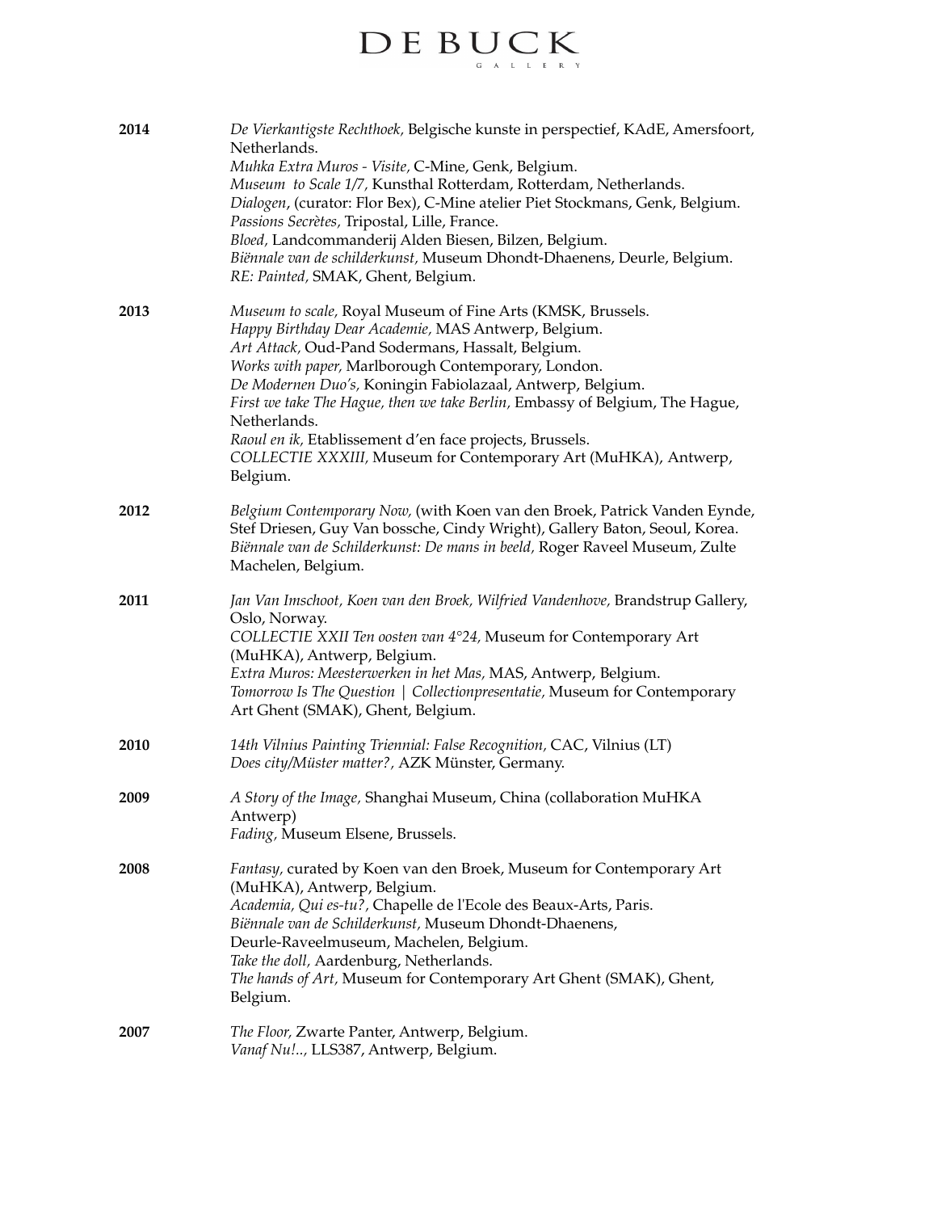**2014**

*De Vierkantigste Rechthoek,* Belgische kunste in perspectief, KAdE, Amersfoort, Netherlands.
*Muhka Extra Muros - Visite,* C-Mine, Genk, Belgium.
*Museum to Scale 1/7,* Kunsthal Rotterdam, Rotterdam, Netherlands.
*Dialogen*, (curator: Flor Bex), C-Mine atelier Piet Stockmans, Genk, Belgium.
*Passions Secrètes,* Tripostal, Lille, France.
*Bloed,* Landcommanderij Alden Biesen, Bilzen, Belgium.
*Biënnale van de schilderkunst,* Museum Dhondt-Dhaenens, Deurle, Belgium.
*RE: Painted,* SMAK, Ghent, Belgium.

**2013**

*Museum to scale,* Royal Museum of Fine Arts (KMSK, Brussels.
*Happy Birthday Dear Academie,* MAS Antwerp, Belgium.
*Art Attack,* Oud-Pand Sodermans, Hassalt, Belgium.
*Works with paper,* Marlborough Contemporary, London.
*De Modernen Duo's,* Koningin Fabiolazaal, Antwerp, Belgium.
*First we take The Hague, then we take Berlin,* Embassy of Belgium, The Hague, Netherlands.
*Raoul en ik,* Etablissement d'en face projects, Brussels.
*COLLECTIE XXXIII,* Museum for Contemporary Art (MuHKA), Antwerp, Belgium.

**2012**

*Belgium Contemporary Now,* (with Koen van den Broek, Patrick Vanden Eynde, Stef Driesen, Guy Van bossche, Cindy Wright), Gallery Baton, Seoul, Korea.
*Biënnale van de Schilderkunst: De mans in beeld,* Roger Raveel Museum, Zulte Machelen, Belgium.

**2011**

*Jan Van Imschoot, Koen van den Broek, Wilfried Vandenhove,* Brandstrup Gallery, Oslo, Norway.
*COLLECTIE XXII Ten oosten van 4°24,* Museum for Contemporary Art (MuHKA), Antwerp, Belgium.
*Extra Muros: Meesterwerken in het Mas,* MAS, Antwerp, Belgium.
*Tomorrow Is The Question | Collectionpresentatie,* Museum for Contemporary Art Ghent (SMAK), Ghent, Belgium.

**2010**

*14th Vilnius Painting Triennial: False Recognition,* CAC, Vilnius (LT)
*Does city/Müster matter?,* AZK Münster, Germany.

**2009**

*A Story of the Image,* Shanghai Museum, China (collaboration MuHKA Antwerp)
*Fading,* Museum Elsene, Brussels.

**2008**

*Fantasy,* curated by Koen van den Broek, Museum for Contemporary Art (MuHKA), Antwerp, Belgium.
*Academia, Qui es-tu?,* Chapelle de l'Ecole des Beaux-Arts, Paris.
*Biënnale van de Schilderkunst,* Museum Dhondt-Dhaenens, Deurle-Raveelmuseum, Machelen, Belgium.
*Take the doll,* Aardenburg, Netherlands.
*The hands of Art,* Museum for Contemporary Art Ghent (SMAK), Ghent, Belgium.

**2007**

*The Floor,* Zwarte Panter, Antwerp, Belgium.
*Vanaf Nu!..,* LLS387, Antwerp, Belgium.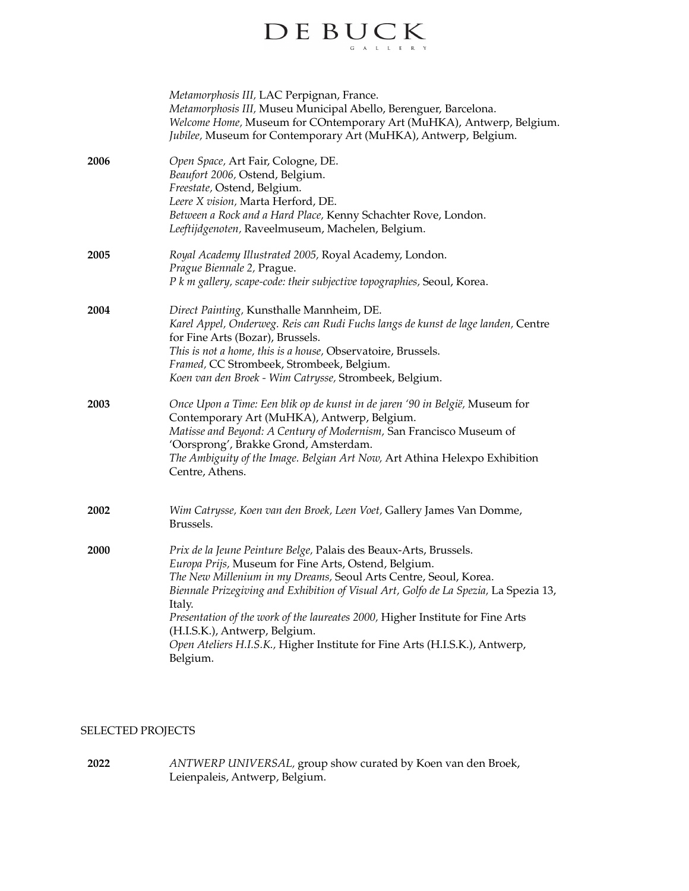*Metamorphosis III,* LAC Perpignan, France.
*Metamorphosis III,* Museu Municipal Abello, Berenguer, Barcelona.
*Welcome Home,* Museum for COntemporary Art (MuHKA), Antwerp, Belgium.
*Jubilee,* Museum for Contemporary Art (MuHKA), Antwerp, Belgium.

**2006**

*Open Space,* Art Fair, Cologne, DE.
*Beaufort 2006,* Ostend, Belgium.
*Freestate,* Ostend, Belgium.
*Leere X vision,* Marta Herford, DE.
*Between a Rock and a Hard Place,* Kenny Schachter Rove, London.
*Leeftijdgenoten,* Raveelmuseum, Machelen, Belgium.

**2005**

*Royal Academy Illustrated 2005,* Royal Academy, London.
*Prague Biennale 2,* Prague.
*P k m gallery, scape-code: their subjective topographies,* Seoul, Korea.

**2004**

*Direct Painting,* Kunsthalle Mannheim, DE.
*Karel Appel, Onderweg. Reis can Rudi Fuchs langs de kunst de lage landen,* Centre for Fine Arts (Bozar), Brussels.
*This is not a home, this is a house,* Observatoire, Brussels.
*Framed,* CC Strombeek, Strombeek, Belgium.
*Koen van den Broek - Wim Catrysse,* Strombeek, Belgium.

**2003**

*Once Upon a Time: Een blik op de kunst in de jaren '90 in België,* Museum for Contemporary Art (MuHKA), Antwerp, Belgium.
*Matisse and Beyond: A Century of Modernism,* San Francisco Museum of 'Oorsprong', Brakke Grond, Amsterdam.
*The Ambiguity of the Image. Belgian Art Now,* Art Athina Helexpo Exhibition Centre, Athens.

**2002**

*Wim Catrysse, Koen van den Broek, Leen Voet,* Gallery James Van Domme, Brussels.

**2000**

*Prix de la Jeune Peinture Belge,* Palais des Beaux-Arts, Brussels.
*Europa Prijs,* Museum for Fine Arts, Ostend, Belgium.
*The New Millenium in my Dreams,* Seoul Arts Centre, Seoul, Korea.
*Biennale Prizegiving and Exhibition of Visual Art, Golfo de La Spezia,* La Spezia 13, Italy.
*Presentation of the work of the laureates 2000,* Higher Institute for Fine Arts (H.I.S.K.), Antwerp, Belgium.
*Open Ateliers H.I.S.K.,* Higher Institute for Fine Arts (H.I.S.K.), Antwerp, Belgium.

## SELECTED PROJECTS

**2022**

*ANTWERP UNIVERSAL,* group show curated by Koen van den Broek, Leienpaleis, Antwerp, Belgium.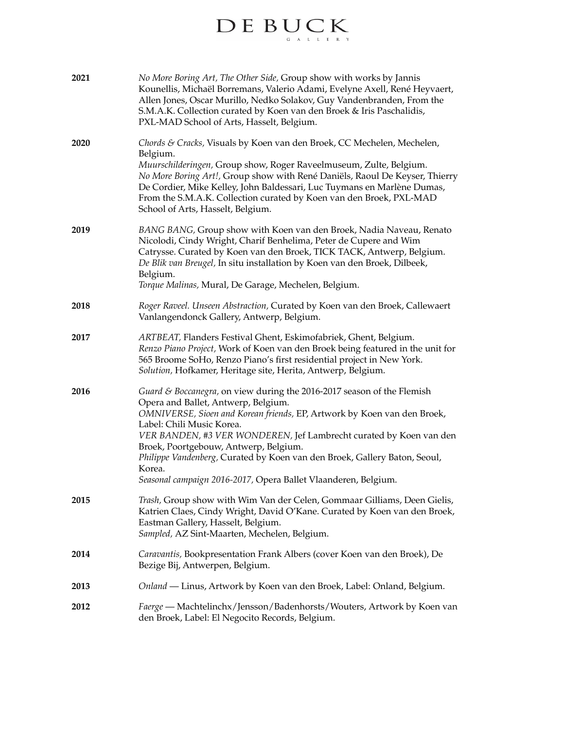| | |
|---|---|
| **2021** | *No More Boring Art, The Other Side,* Group show with works by Jannis Kounellis, Michaël Borremans, Valerio Adami, Evelyne Axell, René Heyvaert, Allen Jones, Oscar Murillo, Nedko Solakov, Guy Vandenbranden, From the S.M.A.K. Collection curated by Koen van den Broek & Iris Paschalidis, PXL-MAD School of Arts, Hasselt, Belgium. |
| **2020** | *Chords & Cracks,* Visuals by Koen van den Broek, CC Mechelen, Mechelen, Belgium.<br>*Muurschilderingen,* Group show, Roger Raveelmuseum, Zulte, Belgium.<br>*No More Boring Art!,* Group show with René Daniëls, Raoul De Keyser, Thierry De Cordier, Mike Kelley, John Baldessari, Luc Tuymans en Marlène Dumas, From the S.M.A.K. Collection curated by Koen van den Broek, PXL-MAD School of Arts, Hasselt, Belgium. |
| **2019** | *BANG BANG,* Group show with Koen van den Broek, Nadia Naveau, Renato Nicolodi, Cindy Wright, Charif Benhelima, Peter de Cupere and Wim Catrysse. Curated by Koen van den Broek, TICK TACK, Antwerp, Belgium.<br>*De Blik van Breugel,* In situ installation by Koen van den Broek, Dilbeek, Belgium.<br>*Torque Malinas,* Mural, De Garage, Mechelen, Belgium. |
| **2018** | *Roger Raveel. Unseen Abstraction,* Curated by Koen van den Broek, Callewaert Vanlangendonck Gallery, Antwerp, Belgium. |
| **2017** | *ARTBEAT,* Flanders Festival Ghent, Eskimofabriek, Ghent, Belgium.<br>*Renzo Piano Project,* Work of Koen van den Broek being featured in the unit for 565 Broome SoHo, Renzo Piano's first residential project in New York.<br>*Solution,* Hofkamer, Heritage site, Herita, Antwerp, Belgium. |
| **2016** | *Guard & Boccanegra,* on view during the 2016-2017 season of the Flemish Opera and Ballet, Antwerp, Belgium.<br>*OMNIVERSE, Sioen and Korean friends,* EP, Artwork by Koen van den Broek, Label: Chili Music Korea.<br>*VER BANDEN, #3 VER WONDEREN,* Jef Lambrecht curated by Koen van den Broek, Poortgebouw, Antwerp, Belgium.<br>*Philippe Vandenberg,* Curated by Koen van den Broek, Gallery Baton, Seoul, Korea.<br>*Seasonal campaign 2016-2017,* Opera Ballet Vlaanderen, Belgium. |
| **2015** | *Trash,* Group show with Wim Van der Celen, Gommaar Gilliams, Deen Gielis, Katrien Claes, Cindy Wright, David O'Kane. Curated by Koen van den Broek, Eastman Gallery, Hasselt, Belgium.<br>*Sampled,* AZ Sint-Maarten, Mechelen, Belgium. |
| **2014** | *Caravantis,* Bookpresentation Frank Albers (cover Koen van den Broek), De Bezige Bij, Antwerpen, Belgium. |
| **2013** | *Onland* — Linus, Artwork by Koen van den Broek, Label: Onland, Belgium. |
| **2012** | *Faerge* — Machtelinchx/Jensson/Badenhorsts/Wouters, Artwork by Koen van den Broek, Label: El Negocito Records, Belgium. |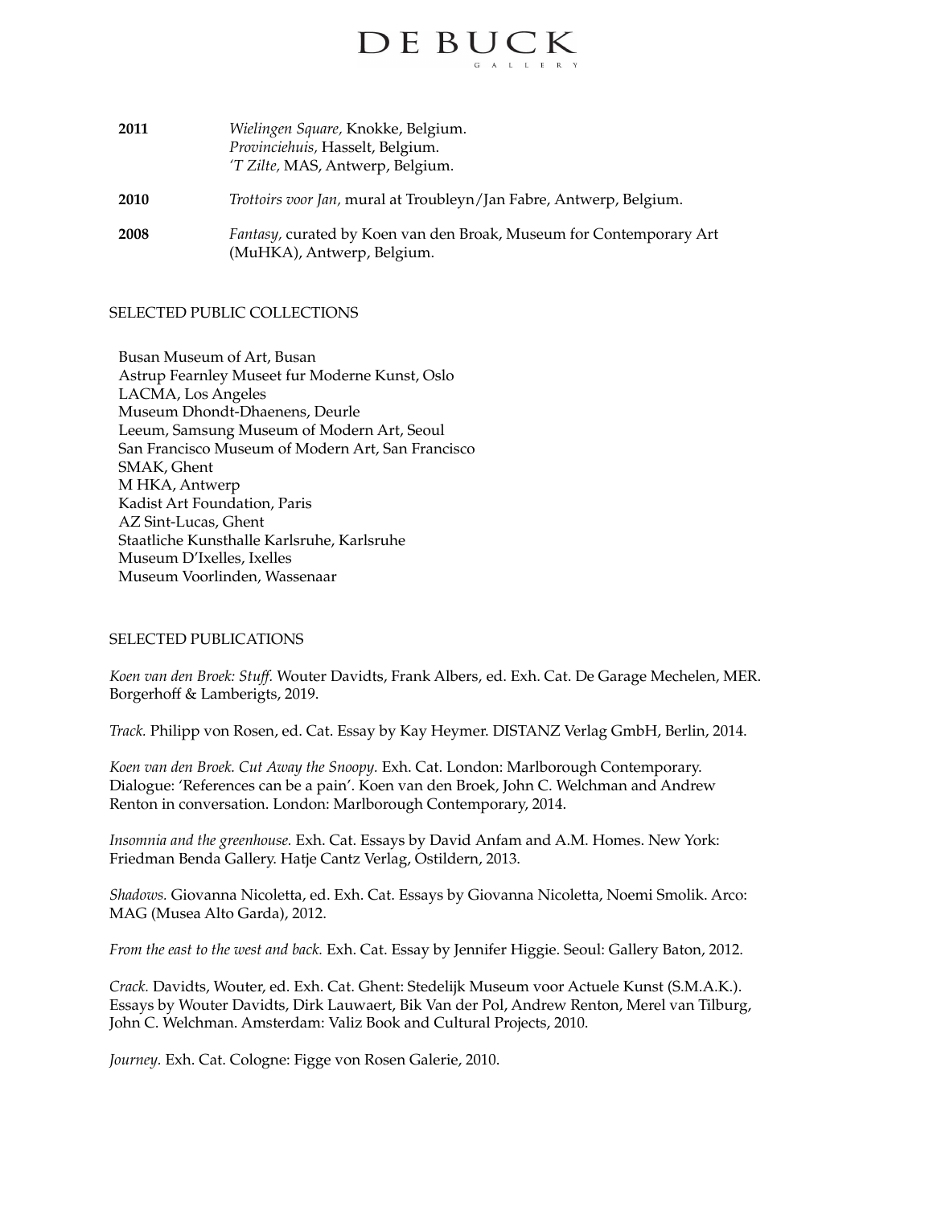| | |
|---|---|
| **2011** | *Wielingen Square,* Knokke, Belgium.<br>*Provinciehuis,* Hasselt, Belgium.<br>*'T Zilte,* MAS, Antwerp, Belgium. |
| **2010** | *Trottoirs voor Jan,* mural at Troubleyn/Jan Fabre, Antwerp, Belgium. |
| **2008** | *Fantasy,* curated by Koen van den Broak, Museum for Contemporary Art (MuHKA), Antwerp, Belgium. |

SELECTED PUBLIC COLLECTIONS

Busan Museum of Art, Busan
Astrup Fearnley Museet fur Moderne Kunst, Oslo
LACMA, Los Angeles
Museum Dhondt-Dhaenens, Deurle
Leeum, Samsung Museum of Modern Art, Seoul
San Francisco Museum of Modern Art, San Francisco
SMAK, Ghent
M HKA, Antwerp
Kadist Art Foundation, Paris
AZ Sint-Lucas, Ghent
Staatliche Kunsthalle Karlsruhe, Karlsruhe
Museum D'Ixelles, Ixelles
Museum Voorlinden, Wassenaar

SELECTED PUBLICATIONS

*Koen van den Broek: Stuff.* Wouter Davidts, Frank Albers, ed. Exh. Cat. De Garage Mechelen, MER. Borgerhoff & Lamberigts, 2019.

*Track.* Philipp von Rosen, ed. Cat. Essay by Kay Heymer. DISTANZ Verlag GmbH, Berlin, 2014.

*Koen van den Broek. Cut Away the Snoopy.* Exh. Cat. London: Marlborough Contemporary. Dialogue: 'References can be a pain'. Koen van den Broek, John C. Welchman and Andrew Renton in conversation. London: Marlborough Contemporary, 2014.

*Insomnia and the greenhouse.* Exh. Cat. Essays by David Anfam and A.M. Homes. New York: Friedman Benda Gallery. Hatje Cantz Verlag, Ostildern, 2013.

*Shadows.* Giovanna Nicoletta, ed. Exh. Cat. Essays by Giovanna Nicoletta, Noemi Smolik. Arco: MAG (Musea Alto Garda), 2012.

*From the east to the west and back.* Exh. Cat. Essay by Jennifer Higgie. Seoul: Gallery Baton, 2012.

*Crack.* Davidts, Wouter, ed. Exh. Cat. Ghent: Stedelijk Museum voor Actuele Kunst (S.M.A.K.). Essays by Wouter Davidts, Dirk Lauwaert, Bik Van der Pol, Andrew Renton, Merel van Tilburg, John C. Welchman. Amsterdam: Valiz Book and Cultural Projects, 2010.

*Journey.* Exh. Cat. Cologne: Figge von Rosen Galerie, 2010.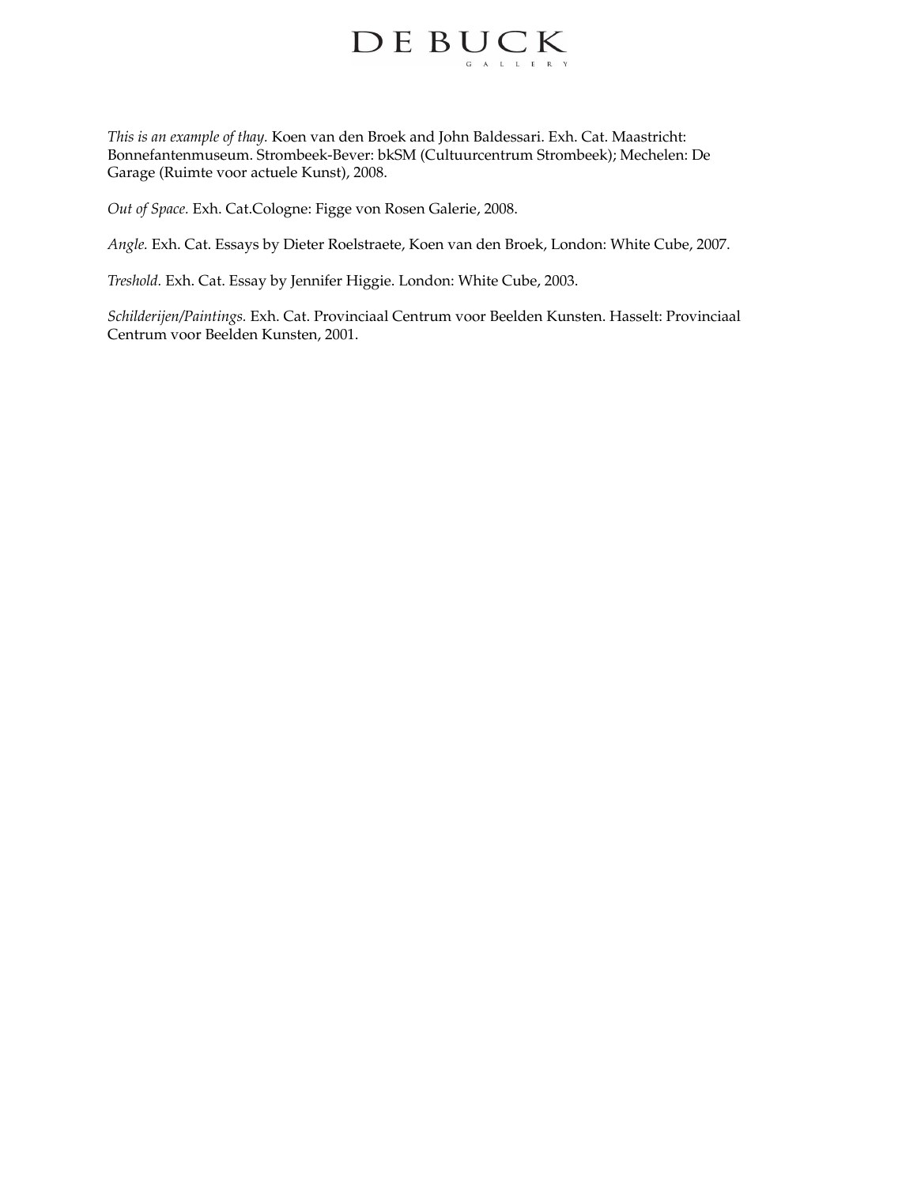*This is an example of thay.* Koen van den Broek and John Baldessari. Exh. Cat. Maastricht: Bonnefantenmuseum. Strombeek-Bever: bkSM (Cultuurcentrum Strombeek); Mechelen: De Garage (Ruimte voor actuele Kunst), 2008.

*Out of Space.* Exh. Cat.Cologne: Figge von Rosen Galerie, 2008.

*Angle.* Exh. Cat. Essays by Dieter Roelstraete, Koen van den Broek, London: White Cube, 2007.

*Treshold.* Exh. Cat. Essay by Jennifer Higgie. London: White Cube, 2003.

*Schilderijen/Paintings.* Exh. Cat. Provinciaal Centrum voor Beelden Kunsten. Hasselt: Provinciaal Centrum voor Beelden Kunsten, 2001.